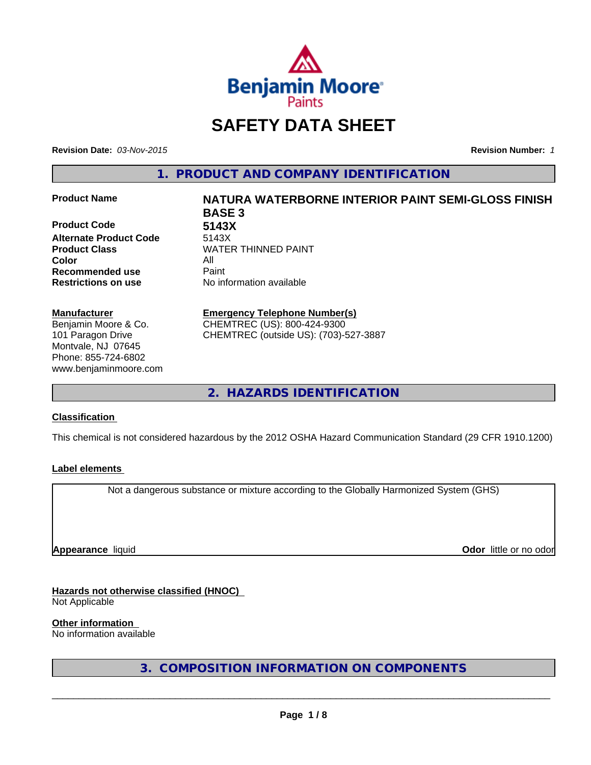# SAFETY DATA SHEET

**Revision Date:** *03-Nov-2015* **Revision Number:** *1*

## 1. PRODUCT AND COMPANY IDENTIFICATION

| | |
|---|---|
| **Product Name** | **NATURA WATERBORNE INTERIOR PAINT SEMI-GLOSS FINISH BASE 3** |
| **Product Code** | **5143X** |
| **Alternate Product Code** | 5143X |
| **Product Class** | WATER THINNED PAINT |
| **Color** | All |
| **Recommended use** | Paint |
| **Restrictions on use** | No information available |

**Manufacturer**
Benjamin Moore & Co.
101 Paragon Drive
Montvale, NJ 07645
Phone: 855-724-6802
www.benjaminmoore.com

**Emergency Telephone Number(s)**
CHEMTREC (US): 800-424-9300
CHEMTREC (outside US): (703)-527-3887

## 2. HAZARDS IDENTIFICATION

**Classification**

This chemical is not considered hazardous by the 2012 OSHA Hazard Communication Standard (29 CFR 1910.1200)

**Label elements**

Not a dangerous substance or mixture according to the Globally Harmonized System (GHS)

**Appearance** liquid **Odor** little or no odor

**Hazards not otherwise classified (HNOC)**
Not Applicable

**Other information**
No information available

## 3. COMPOSITION INFORMATION ON COMPONENTS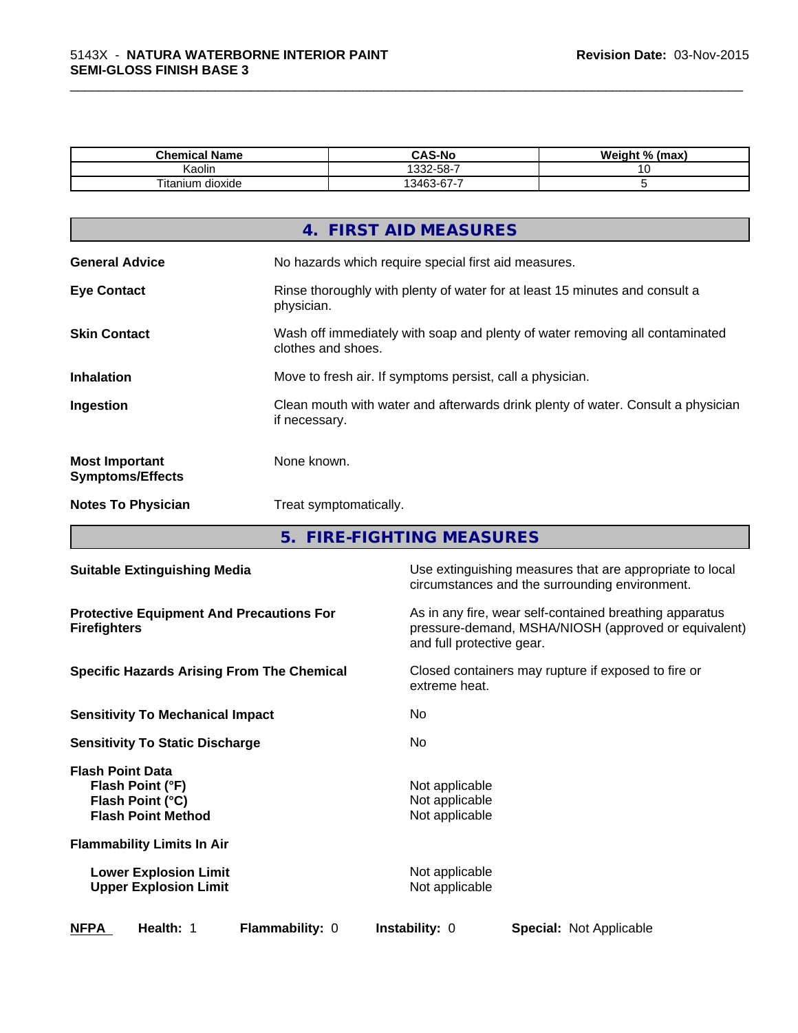| Chemical Name | CAS-No | Weight % (max) |
|---|---|---|
| Kaolin | 1332-58-7 | 10 |
| Titanium dioxide | 13463-67-7 | 5 |

## 4. FIRST AID MEASURES

**General Advice** No hazards which require special first aid measures.

**Eye Contact** Rinse thoroughly with plenty of water for at least 15 minutes and consult a physician.

**Skin Contact** Wash off immediately with soap and plenty of water removing all contaminated clothes and shoes.

**Inhalation** Move to fresh air. If symptoms persist, call a physician.

**Ingestion** Clean mouth with water and afterwards drink plenty of water. Consult a physician if necessary.

**Most Important Symptoms/Effects** None known.

**Notes To Physician** Treat symptomatically.

## 5. FIRE-FIGHTING MEASURES

**Suitable Extinguishing Media** Use extinguishing measures that are appropriate to local circumstances and the surrounding environment.

**Protective Equipment And Precautions For Firefighters** As in any fire, wear self-contained breathing apparatus pressure-demand, MSHA/NIOSH (approved or equivalent) and full protective gear.

**Specific Hazards Arising From The Chemical** Closed containers may rupture if exposed to fire or extreme heat.

**Sensitivity To Mechanical Impact** No

**Sensitivity To Static Discharge** No

**Flash Point Data**
- **Flash Point (°F)** Not applicable
- **Flash Point (°C)** Not applicable
- **Flash Point Method** Not applicable

**Flammability Limits In Air**
- **Lower Explosion Limit** Not applicable
- **Upper Explosion Limit** Not applicable

**NFPA** **Health:** 1 **Flammability:** 0 **Instability:** 0 **Special:** Not Applicable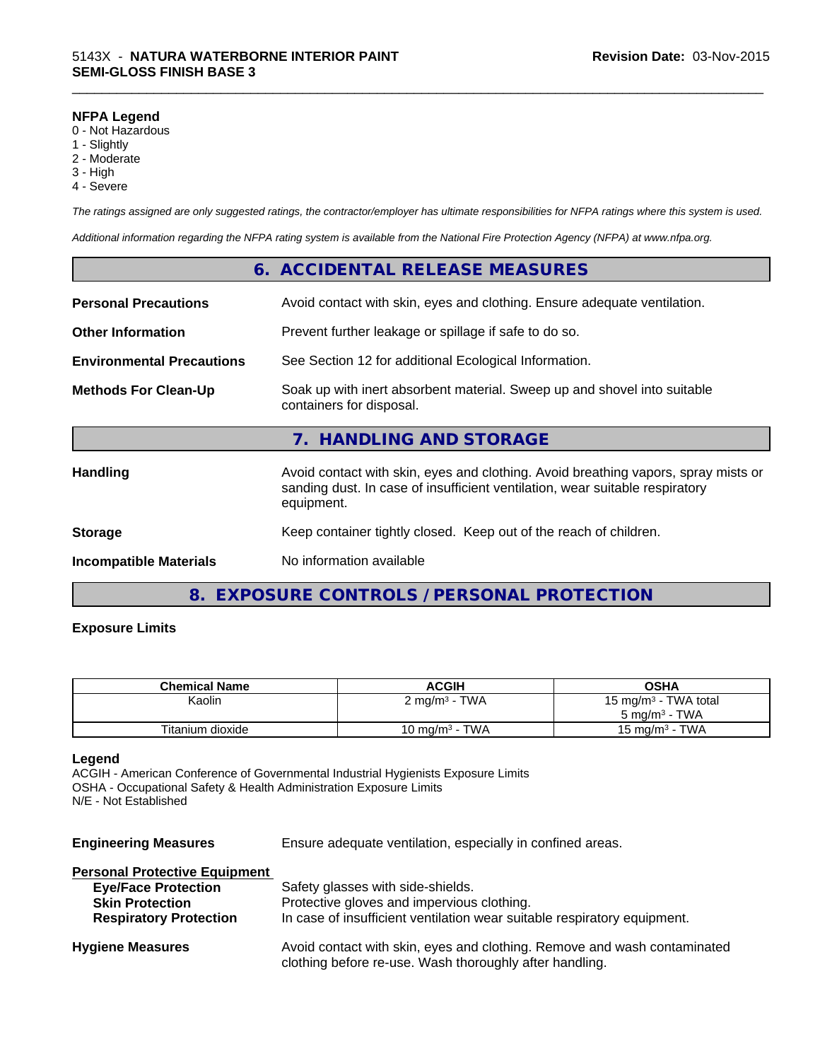**NFPA Legend**
0 - Not Hazardous
1 - Slightly
2 - Moderate
3 - High
4 - Severe

*The ratings assigned are only suggested ratings, the contractor/employer has ultimate responsibilities for NFPA ratings where this system is used.*

*Additional information regarding the NFPA rating system is available from the National Fire Protection Agency (NFPA) at www.nfpa.org.*

## 6. ACCIDENTAL RELEASE MEASURES

**Personal Precautions** Avoid contact with skin, eyes and clothing. Ensure adequate ventilation.

**Other Information** Prevent further leakage or spillage if safe to do so.

**Environmental Precautions** See Section 12 for additional Ecological Information.

**Methods For Clean-Up** Soak up with inert absorbent material. Sweep up and shovel into suitable containers for disposal.

## 7. HANDLING AND STORAGE

**Handling** Avoid contact with skin, eyes and clothing. Avoid breathing vapors, spray mists or sanding dust. In case of insufficient ventilation, wear suitable respiratory equipment.

**Storage** Keep container tightly closed. Keep out of the reach of children.

**Incompatible Materials** No information available

## 8. EXPOSURE CONTROLS / PERSONAL PROTECTION

**Exposure Limits**

| Chemical Name | ACGIH | OSHA |
|---|---|---|
| Kaolin | 2 mg/m³ - TWA | 15 mg/m³ - TWA total<br>5 mg/m³ - TWA |
| Titanium dioxide | 10 mg/m³ - TWA | 15 mg/m³ - TWA |

**Legend**
ACGIH - American Conference of Governmental Industrial Hygienists Exposure Limits
OSHA - Occupational Safety & Health Administration Exposure Limits
N/E - Not Established

**Engineering Measures** Ensure adequate ventilation, especially in confined areas.

**Personal Protective Equipment**
- **Eye/Face Protection** Safety glasses with side-shields.
- **Skin Protection** Protective gloves and impervious clothing.
- **Respiratory Protection** In case of insufficient ventilation wear suitable respiratory equipment.

**Hygiene Measures** Avoid contact with skin, eyes and clothing. Remove and wash contaminated clothing before re-use. Wash thoroughly after handling.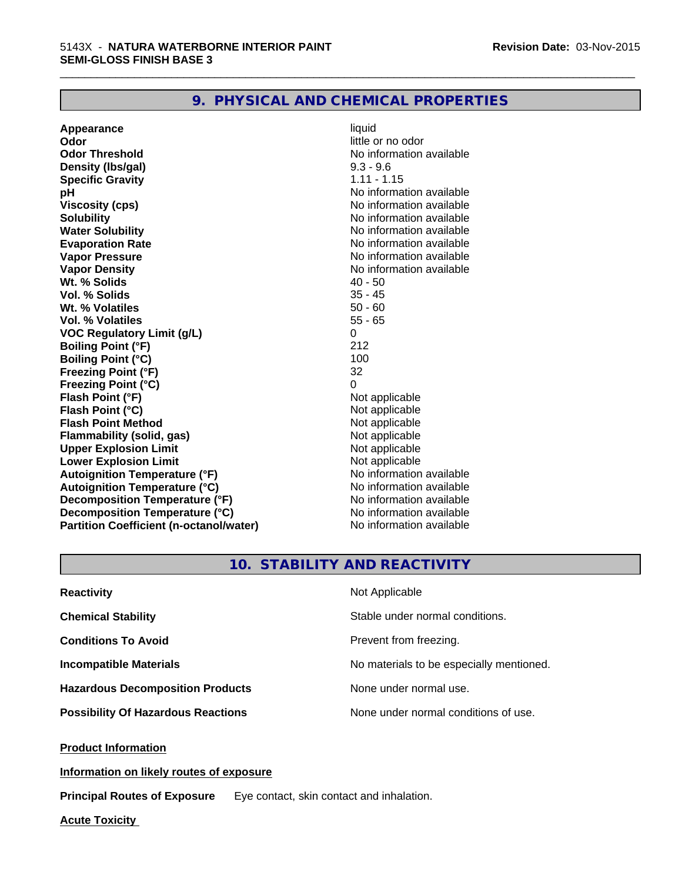## 9. PHYSICAL AND CHEMICAL PROPERTIES

| | |
|---|---|
| **Appearance** | liquid |
| **Odor** | little or no odor |
| **Odor Threshold** | No information available |
| **Density (lbs/gal)** | 9.3 - 9.6 |
| **Specific Gravity** | 1.11 - 1.15 |
| **pH** | No information available |
| **Viscosity (cps)** | No information available |
| **Solubility** | No information available |
| **Water Solubility** | No information available |
| **Evaporation Rate** | No information available |
| **Vapor Pressure** | No information available |
| **Vapor Density** | No information available |
| **Wt. % Solids** | 40 - 50 |
| **Vol. % Solids** | 35 - 45 |
| **Wt. % Volatiles** | 50 - 60 |
| **Vol. % Volatiles** | 55 - 65 |
| **VOC Regulatory Limit (g/L)** | 0 |
| **Boiling Point (°F)** | 212 |
| **Boiling Point (°C)** | 100 |
| **Freezing Point (°F)** | 32 |
| **Freezing Point (°C)** | 0 |
| **Flash Point (°F)** | Not applicable |
| **Flash Point (°C)** | Not applicable |
| **Flash Point Method** | Not applicable |
| **Flammability (solid, gas)** | Not applicable |
| **Upper Explosion Limit** | Not applicable |
| **Lower Explosion Limit** | Not applicable |
| **Autoignition Temperature (°F)** | No information available |
| **Autoignition Temperature (°C)** | No information available |
| **Decomposition Temperature (°F)** | No information available |
| **Decomposition Temperature (°C)** | No information available |
| **Partition Coefficient (n-octanol/water)** | No information available |

## 10. STABILITY AND REACTIVITY

| | |
|---|---|
| **Reactivity** | Not Applicable |
| **Chemical Stability** | Stable under normal conditions. |
| **Conditions To Avoid** | Prevent from freezing. |
| **Incompatible Materials** | No materials to be especially mentioned. |
| **Hazardous Decomposition Products** | None under normal use. |
| **Possibility Of Hazardous Reactions** | None under normal conditions of use. |

**Product Information**

**Information on likely routes of exposure**

**Principal Routes of Exposure** Eye contact, skin contact and inhalation.

**Acute Toxicity**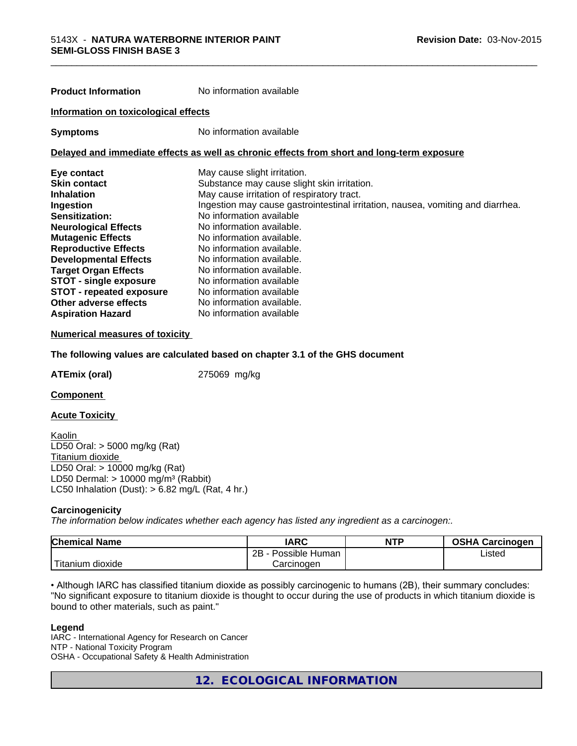| | |
|---|---|
| **Product Information** | No information available |

**Information on toxicological effects**

| | |
|---|---|
| **Symptoms** | No information available |

**Delayed and immediate effects as well as chronic effects from short and long-term exposure**

| | |
|---|---|
| **Eye contact** | May cause slight irritation. |
| **Skin contact** | Substance may cause slight skin irritation. |
| **Inhalation** | May cause irritation of respiratory tract. |
| **Ingestion** | Ingestion may cause gastrointestinal irritation, nausea, vomiting and diarrhea. |
| **Sensitization:** | No information available |
| **Neurological Effects** | No information available. |
| **Mutagenic Effects** | No information available. |
| **Reproductive Effects** | No information available. |
| **Developmental Effects** | No information available. |
| **Target Organ Effects** | No information available. |
| **STOT - single exposure** | No information available |
| **STOT - repeated exposure** | No information available |
| **Other adverse effects** | No information available. |
| **Aspiration Hazard** | No information available |

**Numerical measures of toxicity**

**The following values are calculated based on chapter 3.1 of the GHS document**

| | |
|---|---|
| **ATEmix (oral)** | 275069 mg/kg |

**Component**

**Acute Toxicity**

Kaolin
LD50 Oral: > 5000 mg/kg (Rat)
Titanium dioxide
LD50 Oral: > 10000 mg/kg (Rat)
LD50 Dermal: > 10000 mg/m³ (Rabbit)
LC50 Inhalation (Dust): > 6.82 mg/L (Rat, 4 hr.)

**Carcinogenicity**

*The information below indicates whether each agency has listed any ingredient as a carcinogen:.*

| Chemical Name | IARC | NTP | OSHA Carcinogen |
|---|---|---|---|
| Titanium dioxide | 2B - Possible Human Carcinogen | | Listed |

• Although IARC has classified titanium dioxide as possibly carcinogenic to humans (2B), their summary concludes: "No significant exposure to titanium dioxide is thought to occur during the use of products in which titanium dioxide is bound to other materials, such as paint."

**Legend**

IARC - International Agency for Research on Cancer
NTP - National Toxicity Program
OSHA - Occupational Safety & Health Administration

## 12. ECOLOGICAL INFORMATION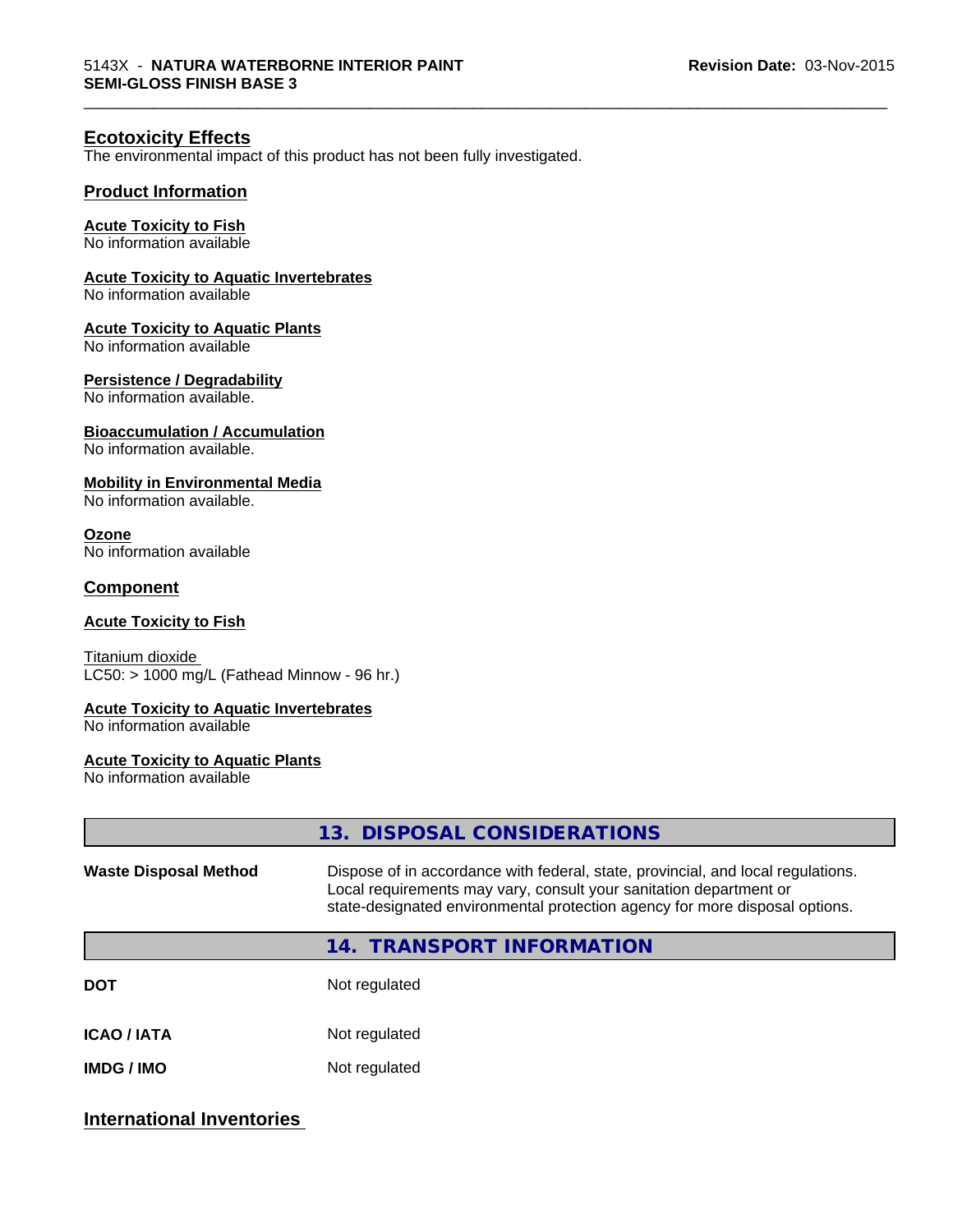## Ecotoxicity Effects

The environmental impact of this product has not been fully investigated.

### Product Information

**Acute Toxicity to Fish**
No information available

**Acute Toxicity to Aquatic Invertebrates**
No information available

**Acute Toxicity to Aquatic Plants**
No information available

**Persistence / Degradability**
No information available.

**Bioaccumulation / Accumulation**
No information available.

**Mobility in Environmental Media**
No information available.

**Ozone**
No information available

### Component

**Acute Toxicity to Fish**

Titanium dioxide
LC50: > 1000 mg/L (Fathead Minnow - 96 hr.)

**Acute Toxicity to Aquatic Invertebrates**
No information available

**Acute Toxicity to Aquatic Plants**
No information available

## 13. DISPOSAL CONSIDERATIONS

| | |
|---|---|
| **Waste Disposal Method** | Dispose of in accordance with federal, state, provincial, and local regulations. Local requirements may vary, consult your sanitation department or state-designated environmental protection agency for more disposal options. |

## 14. TRANSPORT INFORMATION

| | |
|---|---|
| **DOT** | Not regulated |
| **ICAO / IATA** | Not regulated |
| **IMDG / IMO** | Not regulated |

## International Inventories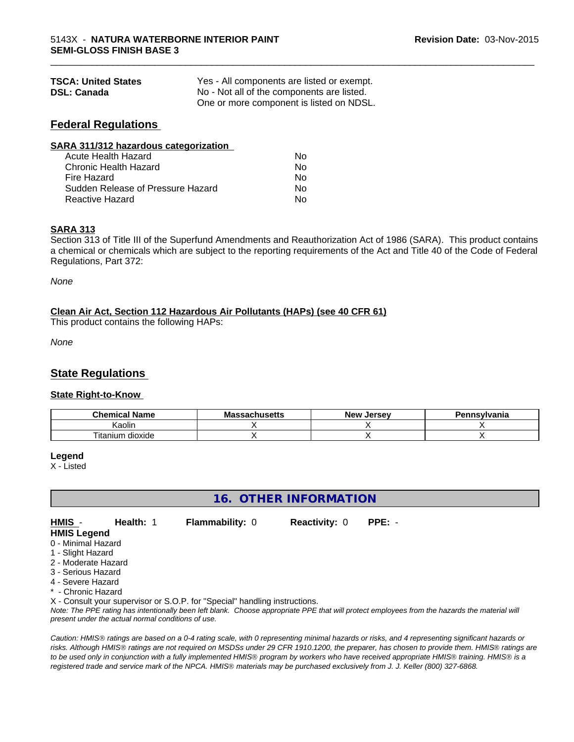| | |
|---|---|
| **TSCA: United States** | Yes - All components are listed or exempt. |
| **DSL: Canada** | No - Not all of the components are listed. One or more component is listed on NDSL. |

## Federal Regulations

**SARA 311/312 hazardous categorization**

| | |
|---|---|
| Acute Health Hazard | No |
| Chronic Health Hazard | No |
| Fire Hazard | No |
| Sudden Release of Pressure Hazard | No |
| Reactive Hazard | No |

**SARA 313**

Section 313 of Title III of the Superfund Amendments and Reauthorization Act of 1986 (SARA). This product contains a chemical or chemicals which are subject to the reporting requirements of the Act and Title 40 of the Code of Federal Regulations, Part 372:

*None*

**Clean Air Act, Section 112 Hazardous Air Pollutants (HAPs) (see 40 CFR 61)**

This product contains the following HAPs:

*None*

## State Regulations

**State Right-to-Know**

| Chemical Name | Massachusetts | New Jersey | Pennsylvania |
|---|---|---|---|
| Kaolin | X | X | X |
| Titanium dioxide | X | X | X |

**Legend**

X - Listed

## 16. OTHER INFORMATION

**HMIS** - **Health:** 1 **Flammability:** 0 **Reactivity:** 0 **PPE:** -

**HMIS Legend**

0 - Minimal Hazard
1 - Slight Hazard
2 - Moderate Hazard
3 - Serious Hazard
4 - Severe Hazard
* - Chronic Hazard
X - Consult your supervisor or S.O.P. for "Special" handling instructions.

*Note: The PPE rating has intentionally been left blank. Choose appropriate PPE that will protect employees from the hazards the material will present under the actual normal conditions of use.*

*Caution: HMIS® ratings are based on a 0-4 rating scale, with 0 representing minimal hazards or risks, and 4 representing significant hazards or risks. Although HMIS® ratings are not required on MSDSs under 29 CFR 1910.1200, the preparer, has chosen to provide them. HMIS® ratings are to be used only in conjunction with a fully implemented HMIS® program by workers who have received appropriate HMIS® training. HMIS® is a registered trade and service mark of the NPCA. HMIS® materials may be purchased exclusively from J. J. Keller (800) 327-6868.*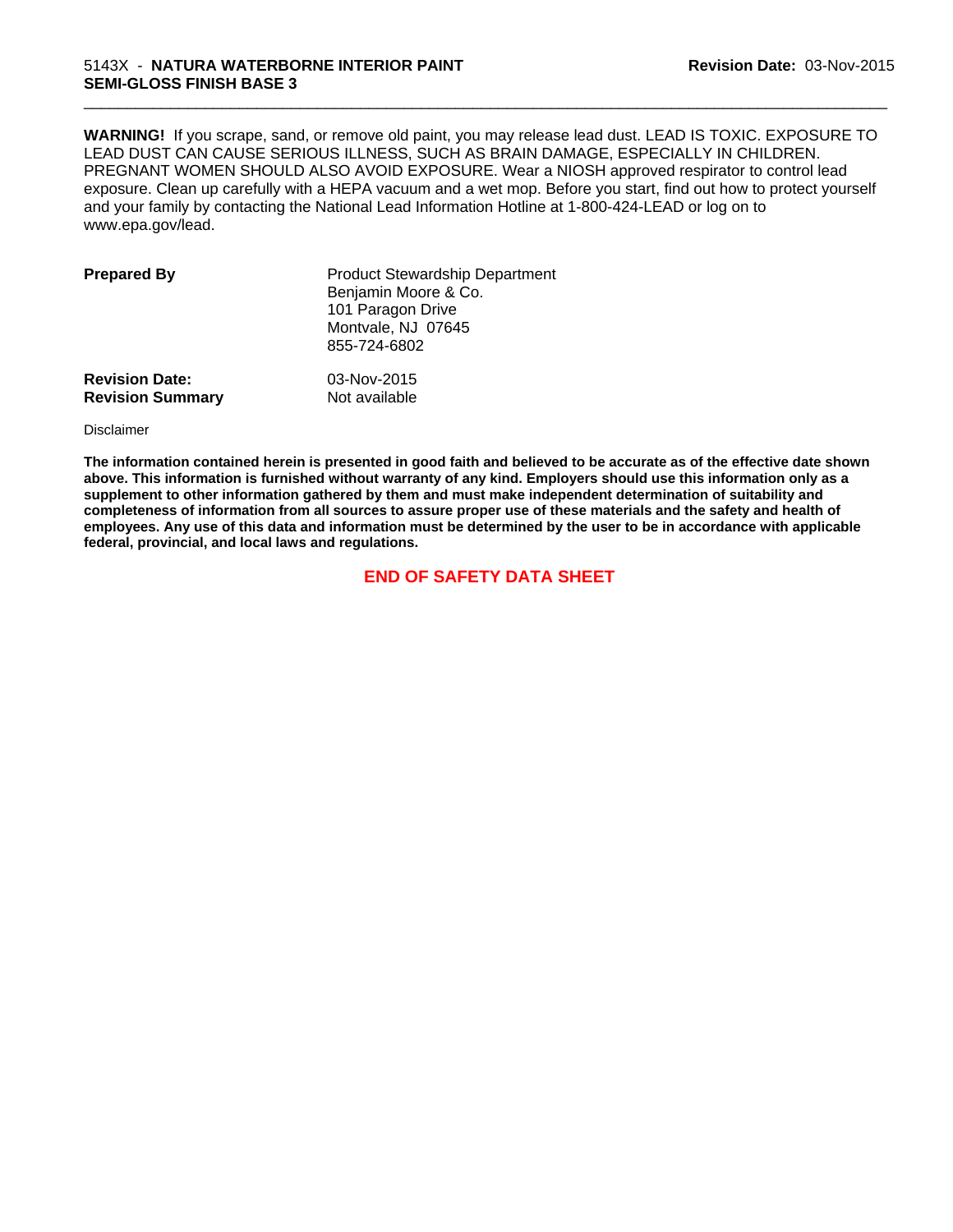**WARNING!** If you scrape, sand, or remove old paint, you may release lead dust. LEAD IS TOXIC. EXPOSURE TO LEAD DUST CAN CAUSE SERIOUS ILLNESS, SUCH AS BRAIN DAMAGE, ESPECIALLY IN CHILDREN. PREGNANT WOMEN SHOULD ALSO AVOID EXPOSURE. Wear a NIOSH approved respirator to control lead exposure. Clean up carefully with a HEPA vacuum and a wet mop. Before you start, find out how to protect yourself and your family by contacting the National Lead Information Hotline at 1-800-424-LEAD or log on to www.epa.gov/lead.

| | |
|---|---|
| **Prepared By** | Product Stewardship Department<br>Benjamin Moore & Co.<br>101 Paragon Drive<br>Montvale, NJ 07645<br>855-724-6802 |
| **Revision Date:** | 03-Nov-2015 |
| **Revision Summary** | Not available |

Disclaimer

**The information contained herein is presented in good faith and believed to be accurate as of the effective date shown above. This information is furnished without warranty of any kind. Employers should use this information only as a supplement to other information gathered by them and must make independent determination of suitability and completeness of information from all sources to assure proper use of these materials and the safety and health of employees. Any use of this data and information must be determined by the user to be in accordance with applicable federal, provincial, and local laws and regulations.**

**END OF SAFETY DATA SHEET**